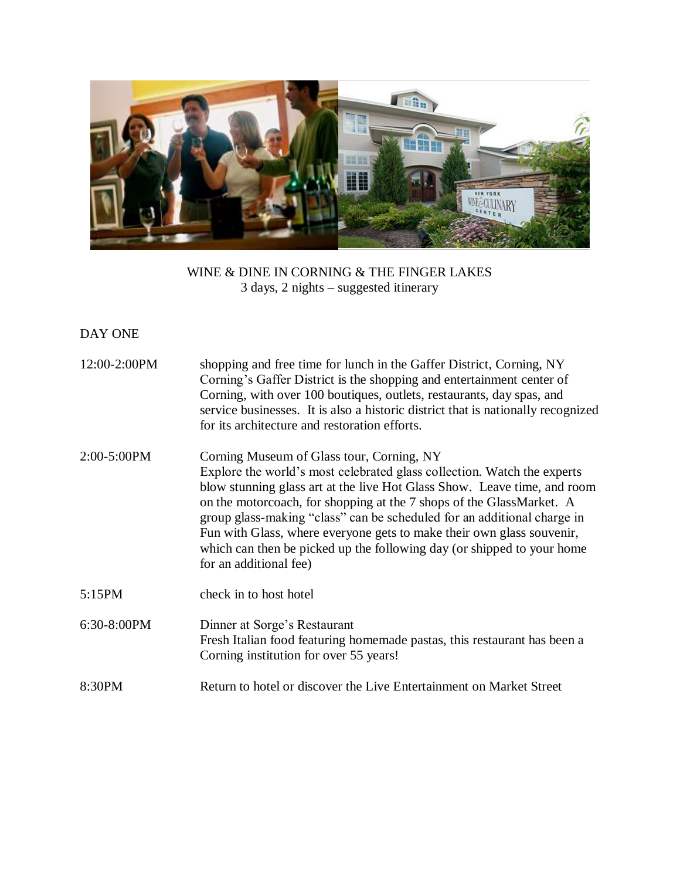# WINE & DINE IN CORNING & THE FINGER LAKES

3 days, 2 nights – suggested itinerary

## DAY ONE

| | |
|---|---|
| 12:00-2:00PM | shopping and free time for lunch in the Gaffer District, Corning, NY<br>Corning's Gaffer District is the shopping and entertainment center of Corning, with over 100 boutiques, outlets, restaurants, day spas, and service businesses. It is also a historic district that is nationally recognized for its architecture and restoration efforts. |
| 2:00-5:00PM | Corning Museum of Glass tour, Corning, NY<br>Explore the world's most celebrated glass collection. Watch the experts blow stunning glass art at the live Hot Glass Show. Leave time, and room on the motorcoach, for shopping at the 7 shops of the GlassMarket. A group glass-making "class" can be scheduled for an additional charge in Fun with Glass, where everyone gets to make their own glass souvenir, which can then be picked up the following day (or shipped to your home for an additional fee) |
| 5:15PM | check in to host hotel |
| 6:30-8:00PM | Dinner at Sorge's Restaurant<br>Fresh Italian food featuring homemade pastas, this restaurant has been a Corning institution for over 55 years! |
| 8:30PM | Return to hotel or discover the Live Entertainment on Market Street |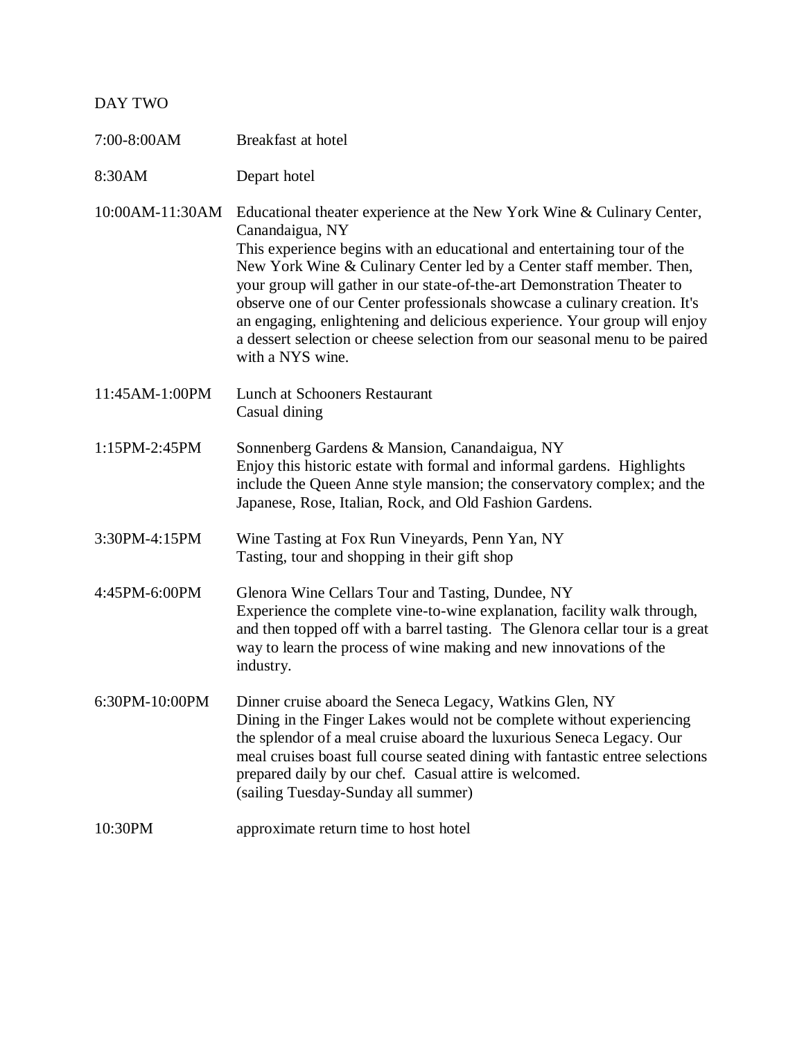DAY TWO

| | |
|---|---|
| 7:00-8:00AM | Breakfast at hotel |
| 8:30AM | Depart hotel |
| 10:00AM-11:30AM | Educational theater experience at the New York Wine & Culinary Center, Canandaigua, NY<br>This experience begins with an educational and entertaining tour of the New York Wine & Culinary Center led by a Center staff member. Then, your group will gather in our state-of-the-art Demonstration Theater to observe one of our Center professionals showcase a culinary creation. It's an engaging, enlightening and delicious experience. Your group will enjoy a dessert selection or cheese selection from our seasonal menu to be paired with a NYS wine. |
| 11:45AM-1:00PM | Lunch at Schooners Restaurant<br>Casual dining |
| 1:15PM-2:45PM | Sonnenberg Gardens & Mansion, Canandaigua, NY<br>Enjoy this historic estate with formal and informal gardens. Highlights include the Queen Anne style mansion; the conservatory complex; and the Japanese, Rose, Italian, Rock, and Old Fashion Gardens. |
| 3:30PM-4:15PM | Wine Tasting at Fox Run Vineyards, Penn Yan, NY<br>Tasting, tour and shopping in their gift shop |
| 4:45PM-6:00PM | Glenora Wine Cellars Tour and Tasting, Dundee, NY<br>Experience the complete vine-to-wine explanation, facility walk through, and then topped off with a barrel tasting. The Glenora cellar tour is a great way to learn the process of wine making and new innovations of the industry. |
| 6:30PM-10:00PM | Dinner cruise aboard the Seneca Legacy, Watkins Glen, NY<br>Dining in the Finger Lakes would not be complete without experiencing the splendor of a meal cruise aboard the luxurious Seneca Legacy. Our meal cruises boast full course seated dining with fantastic entree selections prepared daily by our chef. Casual attire is welcomed.<br>(sailing Tuesday-Sunday all summer) |
| 10:30PM | approximate return time to host hotel |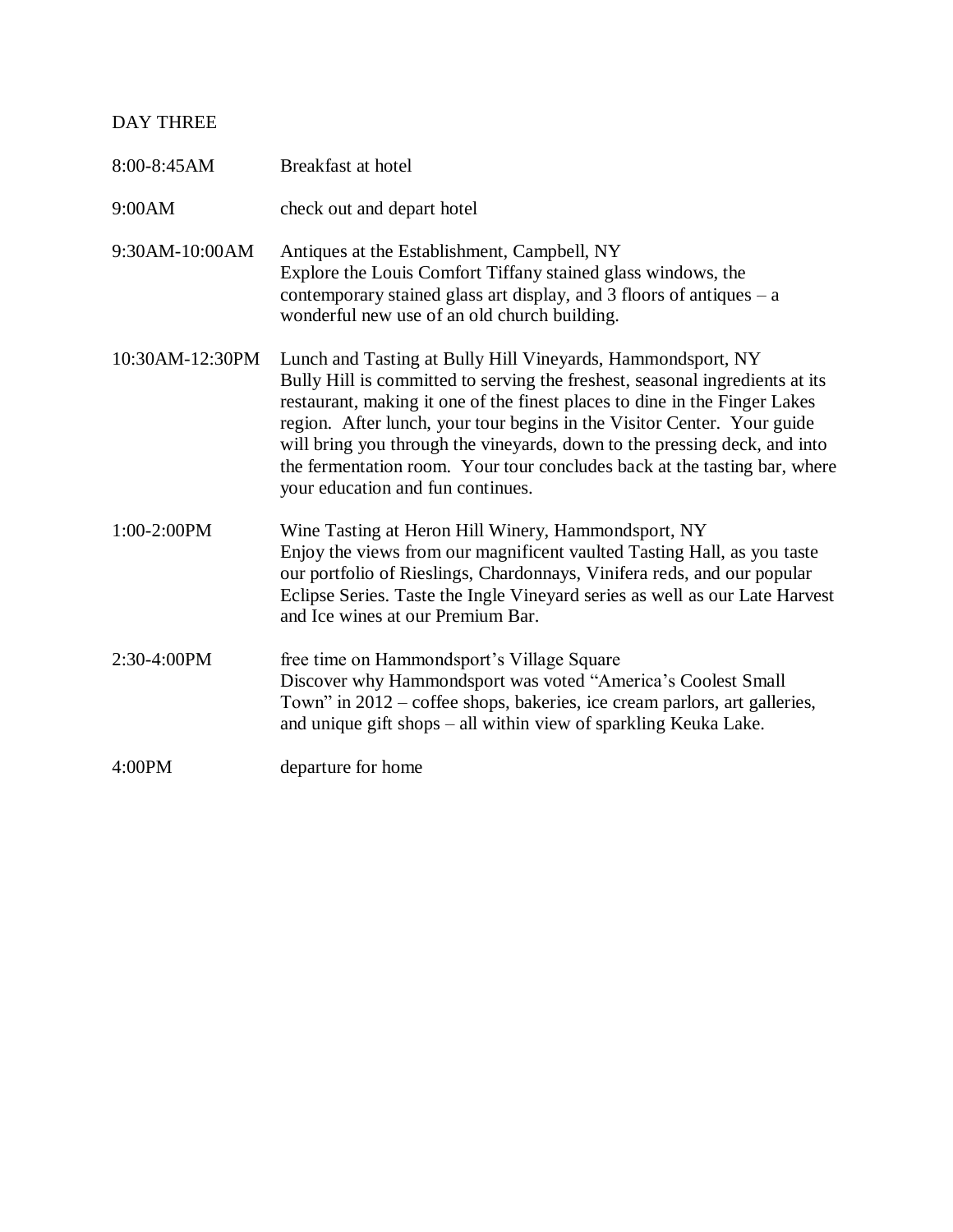## DAY THREE

| | |
|---|---|
| 8:00-8:45AM | Breakfast at hotel |
| 9:00AM | check out and depart hotel |
| 9:30AM-10:00AM | Antiques at the Establishment, Campbell, NY<br>Explore the Louis Comfort Tiffany stained glass windows, the contemporary stained glass art display, and 3 floors of antiques – a wonderful new use of an old church building. |
| 10:30AM-12:30PM | Lunch and Tasting at Bully Hill Vineyards, Hammondsport, NY<br>Bully Hill is committed to serving the freshest, seasonal ingredients at its restaurant, making it one of the finest places to dine in the Finger Lakes region. After lunch, your tour begins in the Visitor Center. Your guide will bring you through the vineyards, down to the pressing deck, and into the fermentation room. Your tour concludes back at the tasting bar, where your education and fun continues. |
| 1:00-2:00PM | Wine Tasting at Heron Hill Winery, Hammondsport, NY<br>Enjoy the views from our magnificent vaulted Tasting Hall, as you taste our portfolio of Rieslings, Chardonnays, Vinifera reds, and our popular Eclipse Series. Taste the Ingle Vineyard series as well as our Late Harvest and Ice wines at our Premium Bar. |
| 2:30-4:00PM | free time on Hammondsport's Village Square<br>Discover why Hammondsport was voted "America's Coolest Small Town" in 2012 – coffee shops, bakeries, ice cream parlors, art galleries, and unique gift shops – all within view of sparkling Keuka Lake. |
| 4:00PM | departure for home |